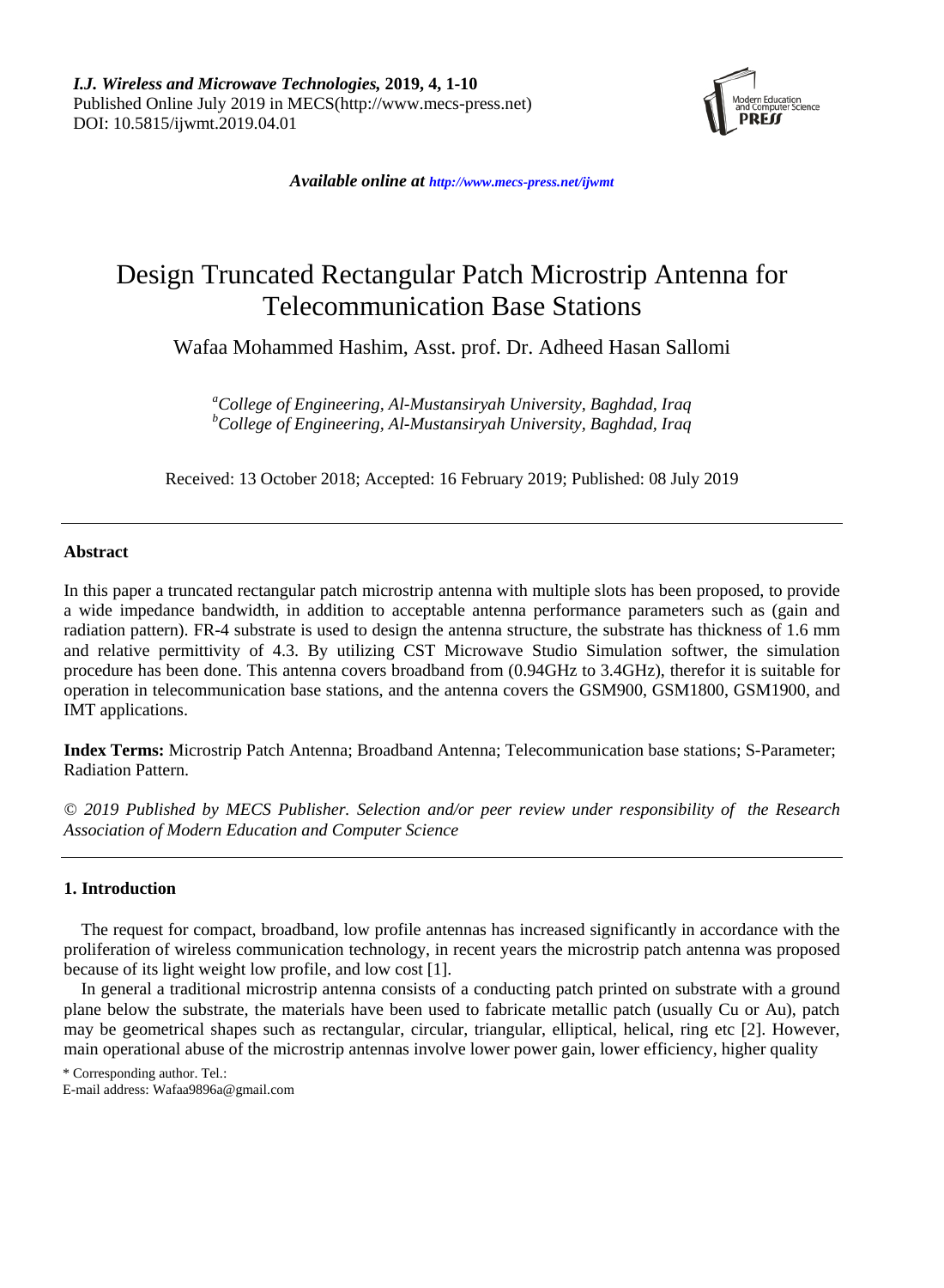*I.J. Wireless and Microwave Technologies,* **2019, 4, 1-10**
Published Online July 2019 in MECS(http://www.mecs-press.net)
DOI: 10.5815/ijwmt.2019.04.01

***Available online at** http://www.mecs-press.net/ijwmt*

# Design Truncated Rectangular Patch Microstrip Antenna for Telecommunication Base Stations

Wafaa Mohammed Hashim, Asst. prof. Dr. Adheed Hasan Sallomi

[a]*College of Engineering, Al-Mustansiryah University, Baghdad, Iraq*
[b]*College of Engineering, Al-Mustansiryah University, Baghdad, Iraq*

Received: 13 October 2018; Accepted: 16 February 2019; Published: 08 July 2019

---

### Abstract

In this paper a truncated rectangular patch microstrip antenna with multiple slots has been proposed, to provide a wide impedance bandwidth, in addition to acceptable antenna performance parameters such as (gain and radiation pattern). FR-4 substrate is used to design the antenna structure, the substrate has thickness of 1.6 mm and relative permittivity of 4.3. By utilizing CST Microwave Studio Simulation softwer, the simulation procedure has been done. This antenna covers broadband from (0.94GHz to 3.4GHz), therefor it is suitable for operation in telecommunication base stations, and the antenna covers the GSM900, GSM1800, GSM1900, and IMT applications.

**Index Terms:** Microstrip Patch Antenna; Broadband Antenna; Telecommunication base stations; S-Parameter; Radiation Pattern.

*© 2019 Published by MECS Publisher. Selection and/or peer review under responsibility of the Research Association of Modern Education and Computer Science*

---

### 1. Introduction

The request for compact, broadband, low profile antennas has increased significantly in accordance with the proliferation of wireless communication technology, in recent years the microstrip patch antenna was proposed because of its light weight low profile, and low cost [1].

In general a traditional microstrip antenna consists of a conducting patch printed on substrate with a ground plane below the substrate, the materials have been used to fabricate metallic patch (usually Cu or Au), patch may be geometrical shapes such as rectangular, circular, triangular, elliptical, helical, ring etc [2]. However, main operational abuse of the microstrip antennas involve lower power gain, lower efficiency, higher quality

\* Corresponding author. Tel.:
E-mail address: Wafaa9896a@gmail.com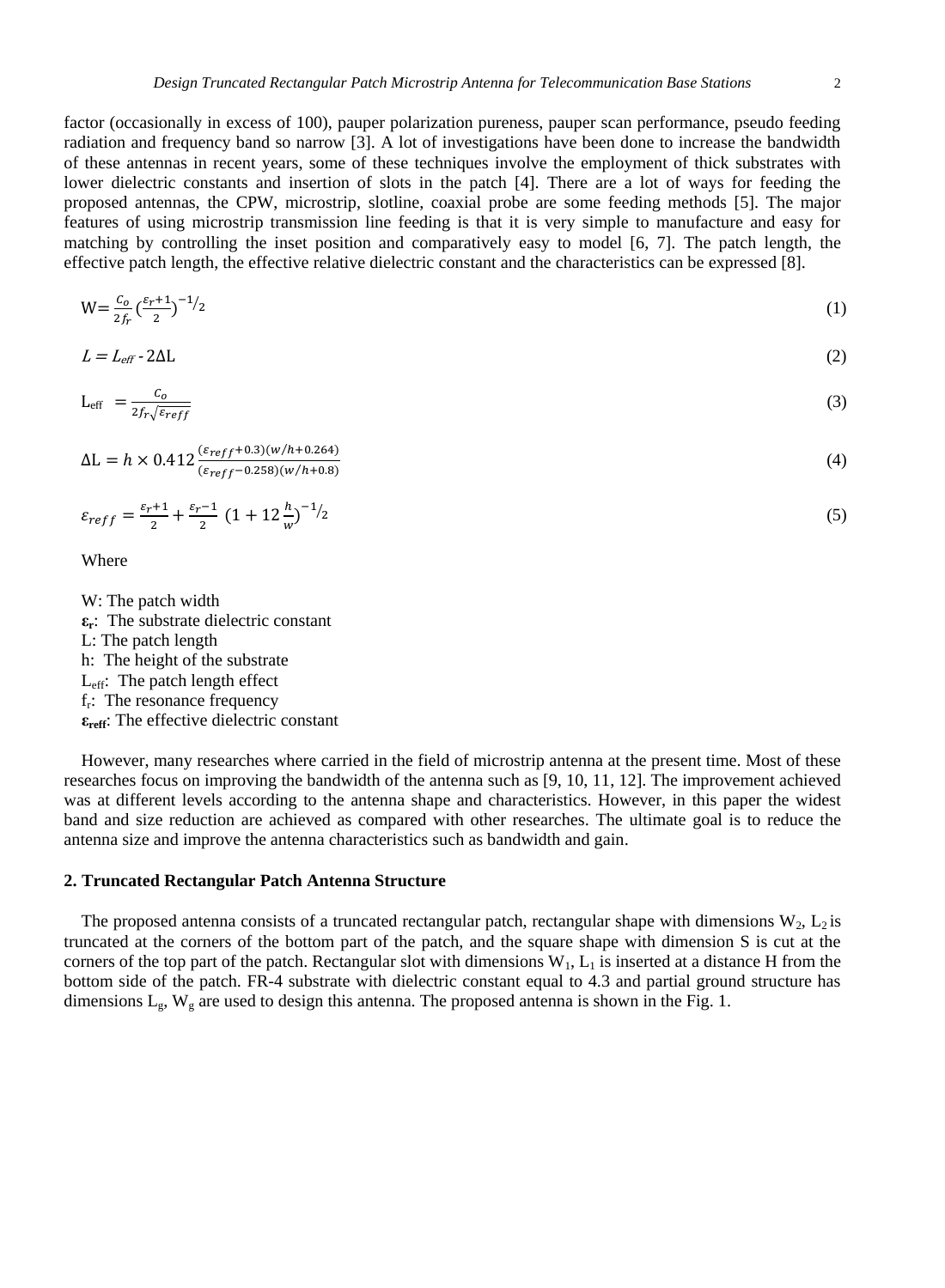factor (occasionally in excess of 100), pauper polarization pureness, pauper scan performance, pseudo feeding radiation and frequency band so narrow [3]. A lot of investigations have been done to increase the bandwidth of these antennas in recent years, some of these techniques involve the employment of thick substrates with lower dielectric constants and insertion of slots in the patch [4]. There are a lot of ways for feeding the proposed antennas, the CPW, microstrip, slotline, coaxial probe are some feeding methods [5]. The major features of using microstrip transmission line feeding is that it is very simple to manufacture and easy for matching by controlling the inset position and comparatively easy to model [6, 7]. The patch length, the effective patch length, the effective relative dielectric constant and the characteristics can be expressed [8].

$$W= \frac{C_o}{2f_r}\left(\frac{\varepsilon_r+1}{2}\right)^{-1/2} \tag{1}$$

$$L = L_{eff} - 2\Delta L \tag{2}$$

$$L_{eff} = \frac{C_o}{2f_r\sqrt{\varepsilon_{reff}}} \tag{3}$$

$$\Delta L = h \times 0.412\frac{(\varepsilon_{reff}+0.3)(w/h+0.264)}{(\varepsilon_{reff}-0.258)(w/h+0.8)} \tag{4}$$

$$\varepsilon_{reff} = \frac{\varepsilon_r+1}{2} + \frac{\varepsilon_r-1}{2}\left(1+12\frac{h}{w}\right)^{-1/2} \tag{5}$$

Where

W: The patch width
**$\varepsilon_r$**: The substrate dielectric constant
L: The patch length
h: The height of the substrate
$L_{eff}$: The patch length effect
$f_r$: The resonance frequency
**$\varepsilon_{reff}$**: The effective dielectric constant

However, many researches where carried in the field of microstrip antenna at the present time. Most of these researches focus on improving the bandwidth of the antenna such as [9, 10, 11, 12]. The improvement achieved was at different levels according to the antenna shape and characteristics. However, in this paper the widest band and size reduction are achieved as compared with other researches. The ultimate goal is to reduce the antenna size and improve the antenna characteristics such as bandwidth and gain.

## 2. Truncated Rectangular Patch Antenna Structure

The proposed antenna consists of a truncated rectangular patch, rectangular shape with dimensions $W_2$, $L_2$ is truncated at the corners of the bottom part of the patch, and the square shape with dimension S is cut at the corners of the top part of the patch. Rectangular slot with dimensions $W_1$, $L_1$ is inserted at a distance H from the bottom side of the patch. FR-4 substrate with dielectric constant equal to 4.3 and partial ground structure has dimensions $L_g$, $W_g$ are used to design this antenna. The proposed antenna is shown in the Fig. 1.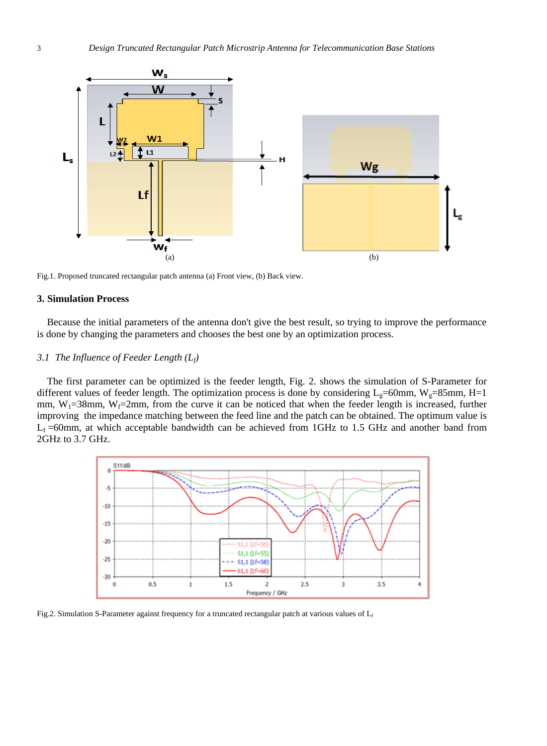Fig.1. Proposed truncated rectangular patch antenna (a) Front view, (b) Back view.

## 3. Simulation Process

Because the initial parameters of the antenna don't give the best result, so trying to improve the performance is done by changing the parameters and chooses the best one by an optimization process.

### *3.1 The Influence of Feeder Length ($L_f$)*

The first parameter can be optimized is the feeder length, Fig. 2. shows the simulation of S-Parameter for different values of feeder length. The optimization process is done by considering $L_g$=60mm, $W_g$=85mm, H=1 mm, $W_1$=38mm, $W_f$=2mm, from the curve it can be noticed that when the feeder length is increased, further improving the impedance matching between the feed line and the patch can be obtained. The optimum value is $L_f$ =60mm, at which acceptable bandwidth can be achieved from 1GHz to 1.5 GHz and another band from 2GHz to 3.7 GHz.

Fig.2. Simulation S-Parameter against frequency for a truncated rectangular patch at various values of $L_f$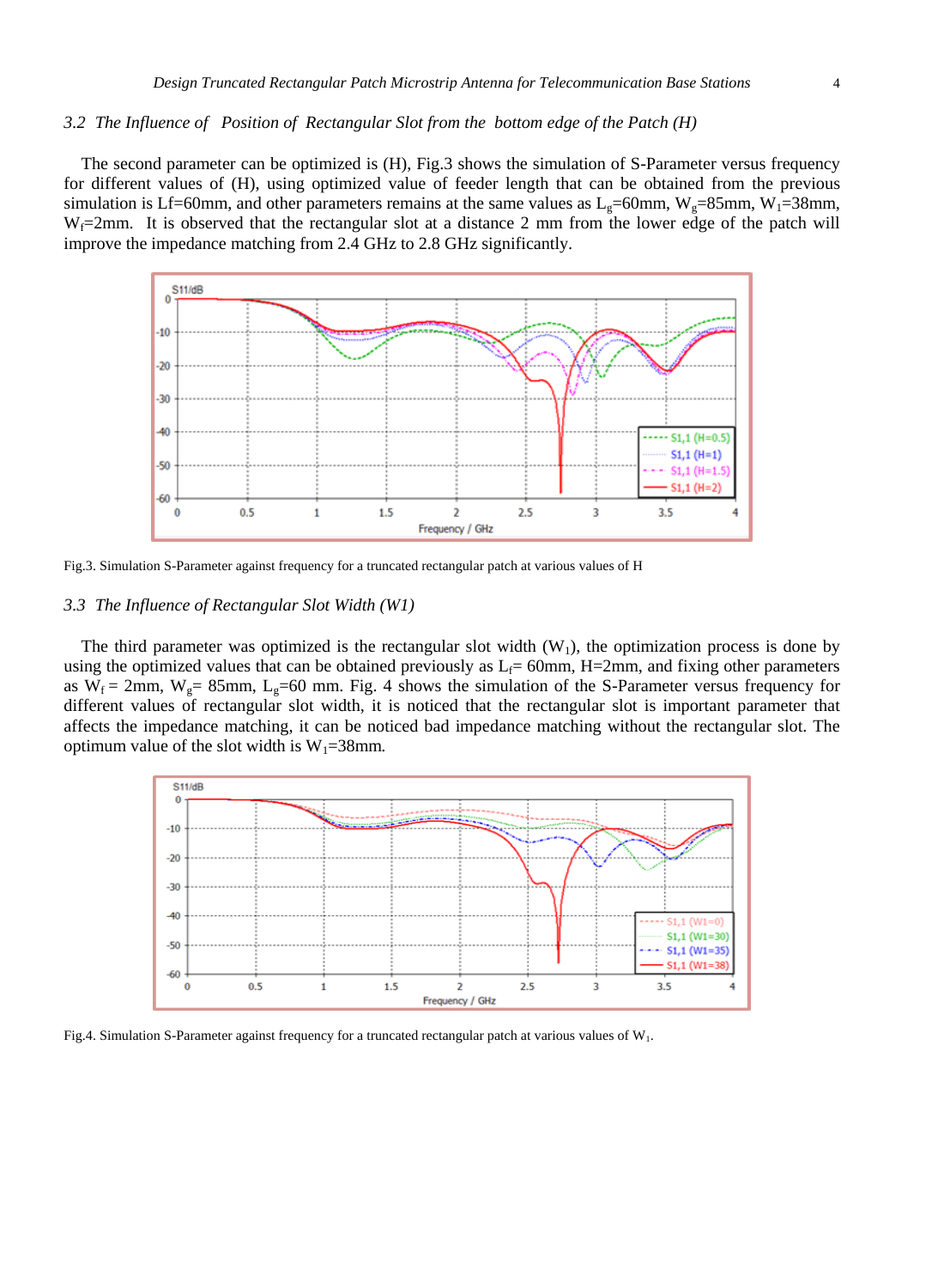### 3.2 The Influence of Position of Rectangular Slot from the bottom edge of the Patch (H)

The second parameter can be optimized is (H), Fig.3 shows the simulation of S-Parameter versus frequency for different values of (H), using optimized value of feeder length that can be obtained from the previous simulation is Lf=60mm, and other parameters remains at the same values as $L_g$=60mm, $W_g$=85mm, $W_1$=38mm, $W_f$=2mm. It is observed that the rectangular slot at a distance 2 mm from the lower edge of the patch will improve the impedance matching from 2.4 GHz to 2.8 GHz significantly.

Fig.3. Simulation S-Parameter against frequency for a truncated rectangular patch at various values of H

### 3.3 The Influence of Rectangular Slot Width (W1)

The third parameter was optimized is the rectangular slot width ($W_1$), the optimization process is done by using the optimized values that can be obtained previously as $L_f$= 60mm, H=2mm, and fixing other parameters as $W_f$ = 2mm, $W_g$= 85mm, $L_g$=60 mm. Fig. 4 shows the simulation of the S-Parameter versus frequency for different values of rectangular slot width, it is noticed that the rectangular slot is important parameter that affects the impedance matching, it can be noticed bad impedance matching without the rectangular slot. The optimum value of the slot width is $W_1$=38mm.

Fig.4. Simulation S-Parameter against frequency for a truncated rectangular patch at various values of $W_1$.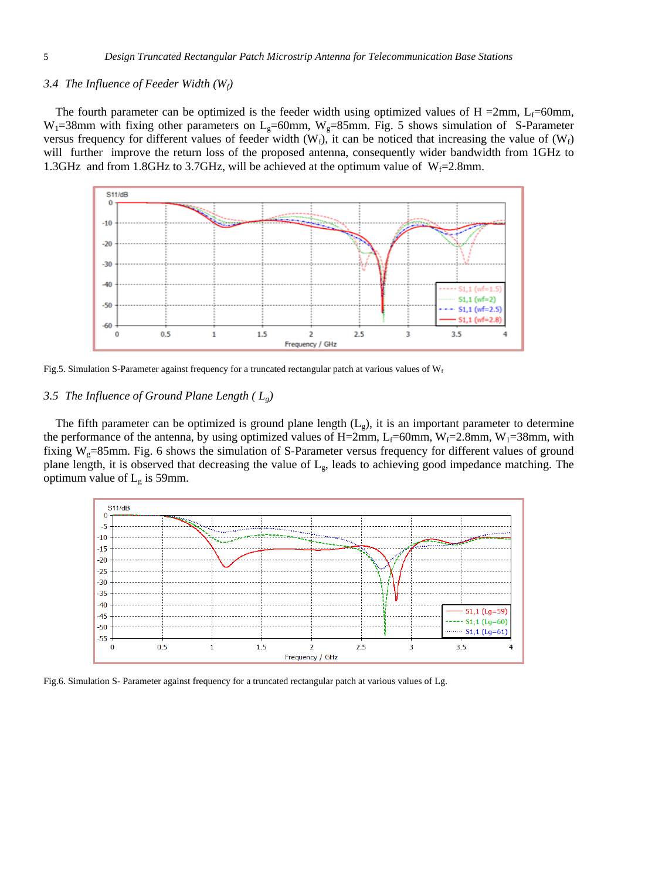### 3.4 The Influence of Feeder Width ($W_f$)

The fourth parameter can be optimized is the feeder width using optimized values of H =2mm, $L_f$=60mm, $W_1$=38mm with fixing other parameters on $L_g$=60mm, $W_g$=85mm. Fig. 5 shows simulation of S-Parameter versus frequency for different values of feeder width ($W_f$), it can be noticed that increasing the value of ($W_f$) will further improve the return loss of the proposed antenna, consequently wider bandwidth from 1GHz to 1.3GHz and from 1.8GHz to 3.7GHz, will be achieved at the optimum value of $W_f$=2.8mm.

Fig.5. Simulation S-Parameter against frequency for a truncated rectangular patch at various values of $W_f$

### 3.5 The Influence of Ground Plane Length ( $L_g$)

The fifth parameter can be optimized is ground plane length ($L_g$), it is an important parameter to determine the performance of the antenna, by using optimized values of H=2mm, $L_f$=60mm, $W_f$=2.8mm, $W_1$=38mm, with fixing $W_g$=85mm. Fig. 6 shows the simulation of S-Parameter versus frequency for different values of ground plane length, it is observed that decreasing the value of $L_g$, leads to achieving good impedance matching. The optimum value of $L_g$ is 59mm.

Fig.6. Simulation S- Parameter against frequency for a truncated rectangular patch at various values of Lg.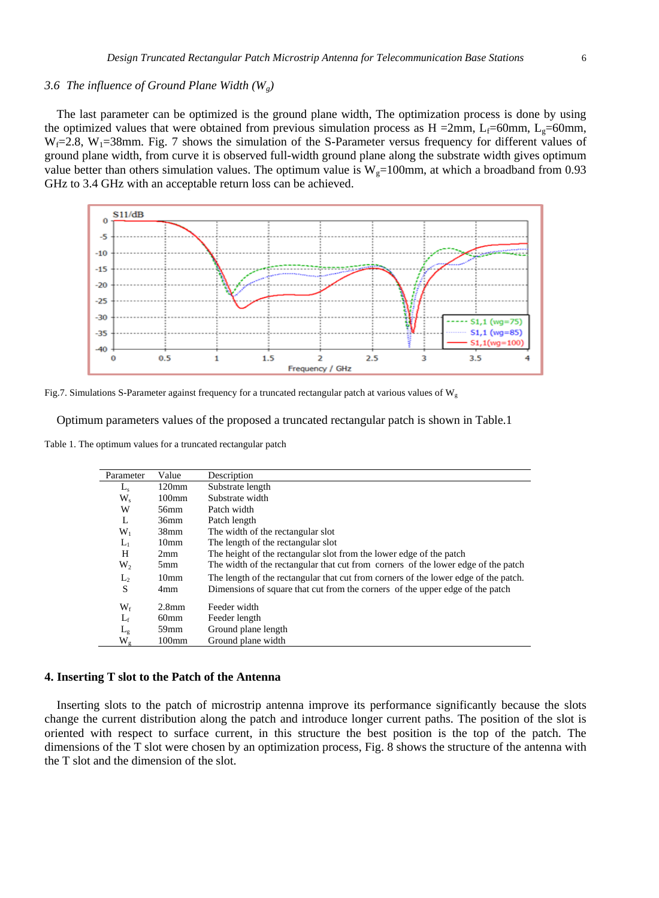### 3.6 The influence of Ground Plane Width ($W_g$)

The last parameter can be optimized is the ground plane width, The optimization process is done by using the optimized values that were obtained from previous simulation process as H =2mm, $L_f$=60mm, $L_g$=60mm, $W_f$=2.8, $W_1$=38mm. Fig. 7 shows the simulation of the S-Parameter versus frequency for different values of ground plane width, from curve it is observed full-width ground plane along the substrate width gives optimum value better than others simulation values. The optimum value is $W_g$=100mm, at which a broadband from 0.93 GHz to 3.4 GHz with an acceptable return loss can be achieved.

Fig.7. Simulations S-Parameter against frequency for a truncated rectangular patch at various values of $W_g$

Optimum parameters values of the proposed a truncated rectangular patch is shown in Table.1

Table 1. The optimum values for a truncated rectangular patch

| Parameter | Value | Description |
|---|---|---|
| $L_s$ | 120mm | Substrate length |
| $W_s$ | 100mm | Substrate width |
| W | 56mm | Patch width |
| L | 36mm | Patch length |
| $W_1$ | 38mm | The width of the rectangular slot |
| $L_1$ | 10mm | The length of the rectangular slot |
| H | 2mm | The height of the rectangular slot from the lower edge of the patch |
| $W_2$ | 5mm | The width of the rectangular that cut from corners of the lower edge of the patch |
| $L_2$ | 10mm | The length of the rectangular that cut from corners of the lower edge of the patch. |
| S | 4mm | Dimensions of square that cut from the corners of the upper edge of the patch |
| $W_f$ | 2.8mm | Feeder width |
| $L_f$ | 60mm | Feeder length |
| $L_g$ | 59mm | Ground plane length |
| $W_g$ | 100mm | Ground plane width |

## 4. Inserting T slot to the Patch of the Antenna

Inserting slots to the patch of microstrip antenna improve its performance significantly because the slots change the current distribution along the patch and introduce longer current paths. The position of the slot is oriented with respect to surface current, in this structure the best position is the top of the patch. The dimensions of the T slot were chosen by an optimization process, Fig. 8 shows the structure of the antenna with the T slot and the dimension of the slot.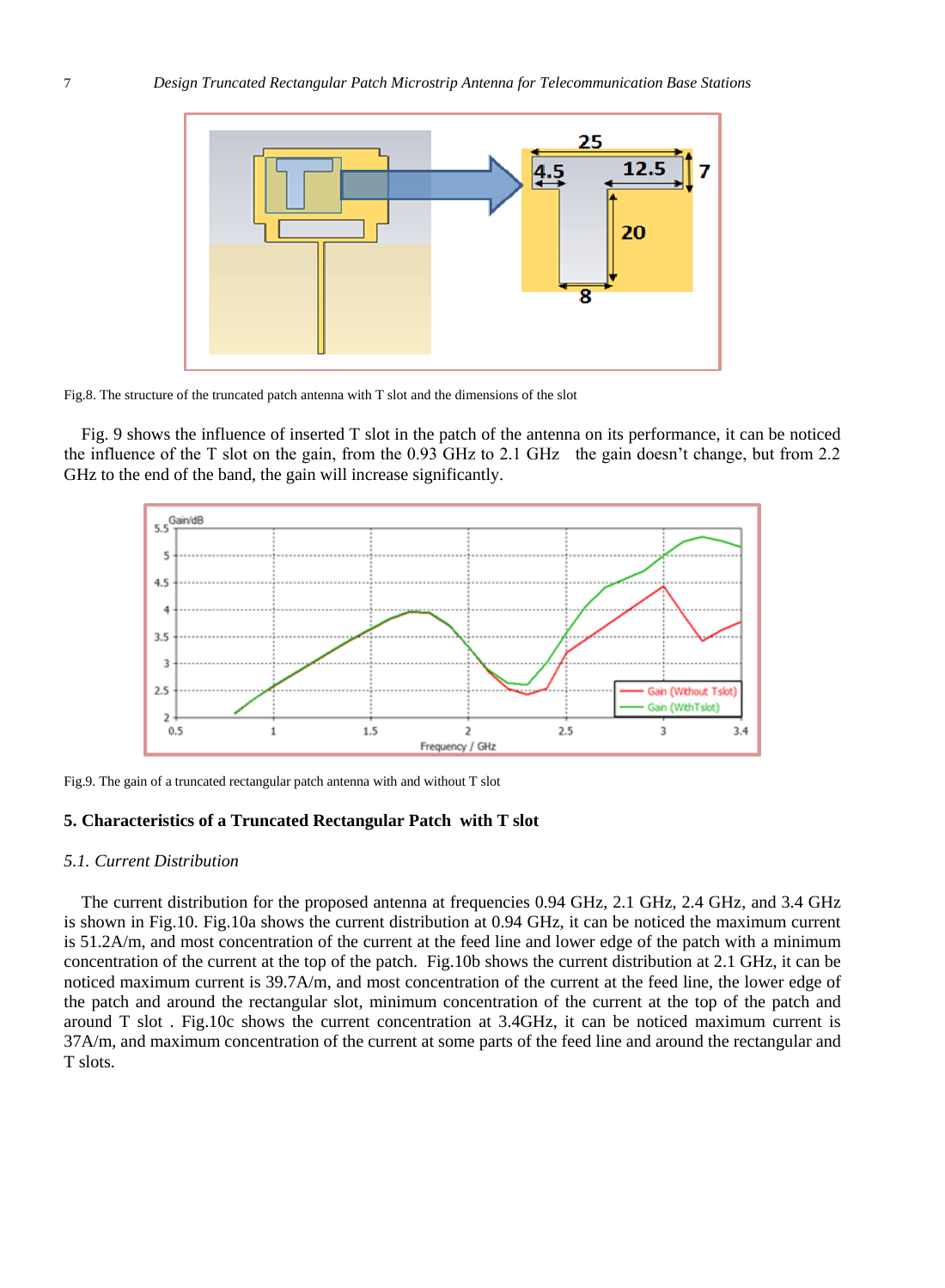Fig.8. The structure of the truncated patch antenna with T slot and the dimensions of the slot

Fig. 9 shows the influence of inserted T slot in the patch of the antenna on its performance, it can be noticed the influence of the T slot on the gain, from the 0.93 GHz to 2.1 GHz the gain doesn't change, but from 2.2 GHz to the end of the band, the gain will increase significantly.

Fig.9. The gain of a truncated rectangular patch antenna with and without T slot

## 5. Characteristics of a Truncated Rectangular Patch with T slot

### *5.1. Current Distribution*

The current distribution for the proposed antenna at frequencies 0.94 GHz, 2.1 GHz, 2.4 GHz, and 3.4 GHz is shown in Fig.10. Fig.10a shows the current distribution at 0.94 GHz, it can be noticed the maximum current is 51.2A/m, and most concentration of the current at the feed line and lower edge of the patch with a minimum concentration of the current at the top of the patch. Fig.10b shows the current distribution at 2.1 GHz, it can be noticed maximum current is 39.7A/m, and most concentration of the current at the feed line, the lower edge of the patch and around the rectangular slot, minimum concentration of the current at the top of the patch and around T slot . Fig.10c shows the current concentration at 3.4GHz, it can be noticed maximum current is 37A/m, and maximum concentration of the current at some parts of the feed line and around the rectangular and T slots.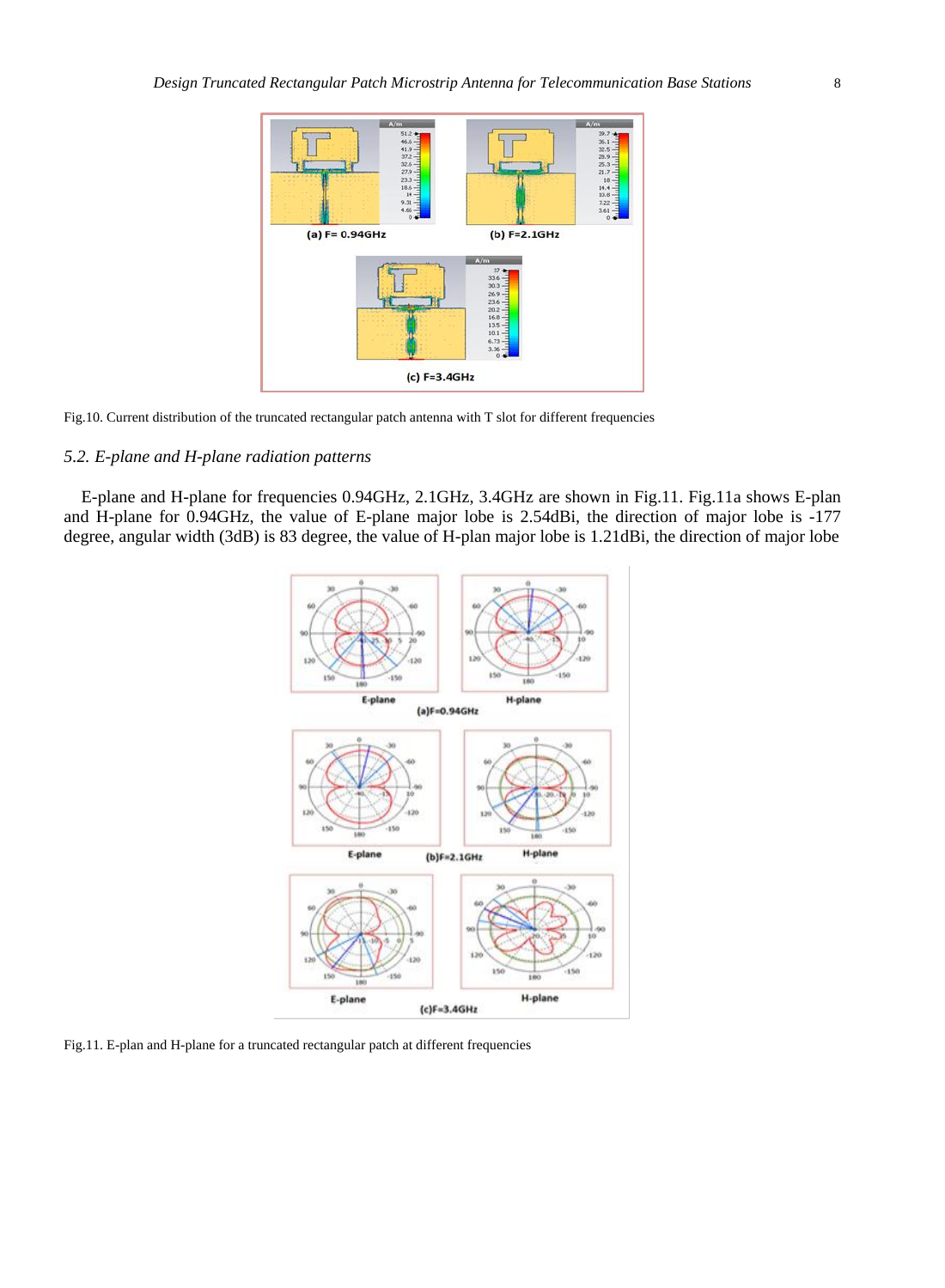Fig.10. Current distribution of the truncated rectangular patch antenna with T slot for different frequencies

### *5.2. E-plane and H-plane radiation patterns*

E-plane and H-plane for frequencies 0.94GHz, 2.1GHz, 3.4GHz are shown in Fig.11. Fig.11a shows E-plan and H-plane for 0.94GHz, the value of E-plane major lobe is 2.54dBi, the direction of major lobe is -177 degree, angular width (3dB) is 83 degree, the value of H-plan major lobe is 1.21dBi, the direction of major lobe

Fig.11. E-plan and H-plane for a truncated rectangular patch at different frequencies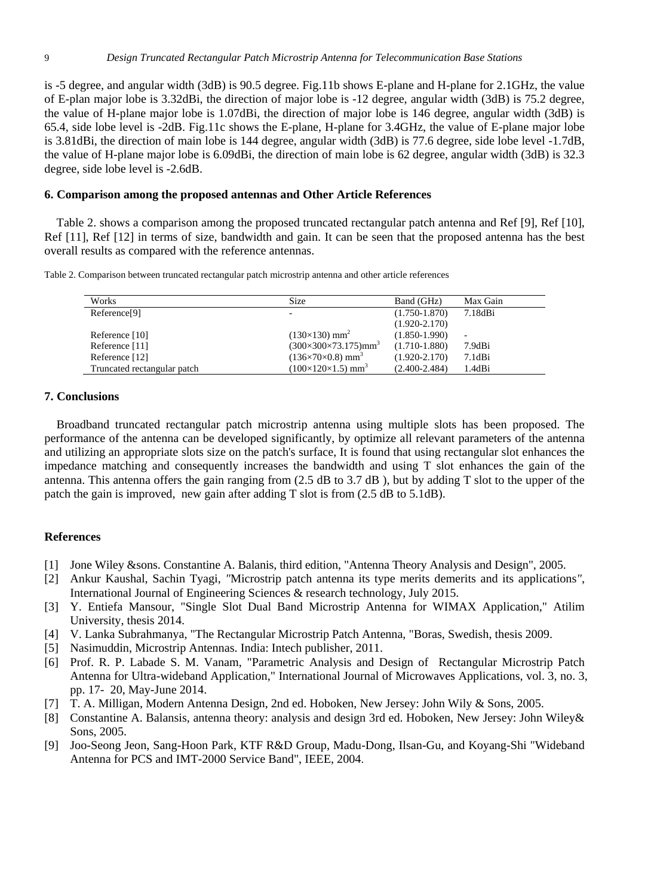is -5 degree, and angular width (3dB) is 90.5 degree. Fig.11b shows E-plane and H-plane for 2.1GHz, the value of E-plan major lobe is 3.32dBi, the direction of major lobe is -12 degree, angular width (3dB) is 75.2 degree, the value of H-plane major lobe is 1.07dBi, the direction of major lobe is 146 degree, angular width (3dB) is 65.4, side lobe level is -2dB. Fig.11c shows the E-plane, H-plane for 3.4GHz, the value of E-plane major lobe is 3.81dBi, the direction of main lobe is 144 degree, angular width (3dB) is 77.6 degree, side lobe level -1.7dB, the value of H-plane major lobe is 6.09dBi, the direction of main lobe is 62 degree, angular width (3dB) is 32.3 degree, side lobe level is -2.6dB.

## 6. Comparison among the proposed antennas and Other Article References

Table 2. shows a comparison among the proposed truncated rectangular patch antenna and Ref [9], Ref [10], Ref [11], Ref [12] in terms of size, bandwidth and gain. It can be seen that the proposed antenna has the best overall results as compared with the reference antennas.

Table 2. Comparison between truncated rectangular patch microstrip antenna and other article references

| Works | Size | Band (GHz) | Max Gain |
|---|---|---|---|
| Reference[9] | - | (1.750-1.870) (1.920-2.170) | 7.18dBi |
| Reference [10] | $(130\times130)$ mm$^2$ | (1.850-1.990) | - |
| Reference [11] | $(300\times300\times73.175)$mm$^3$ | (1.710-1.880) | 7.9dBi |
| Reference [12] | $(136\times70\times0.8)$ mm$^3$ | (1.920-2.170) | 7.1dBi |
| Truncated rectangular patch | $(100\times120\times1.5)$ mm$^3$ | (2.400-2.484) | 1.4dBi |

## 7. Conclusions

Broadband truncated rectangular patch microstrip antenna using multiple slots has been proposed. The performance of the antenna can be developed significantly, by optimize all relevant parameters of the antenna and utilizing an appropriate slots size on the patch's surface, It is found that using rectangular slot enhances the impedance matching and consequently increases the bandwidth and using T slot enhances the gain of the antenna. This antenna offers the gain ranging from (2.5 dB to 3.7 dB ), but by adding T slot to the upper of the patch the gain is improved, new gain after adding T slot is from (2.5 dB to 5.1dB).

## References

[1] Jone Wiley &sons. Constantine A. Balanis, third edition, "Antenna Theory Analysis and Design", 2005.

[2] Ankur Kaushal, Sachin Tyagi, "Microstrip patch antenna its type merits demerits and its applications", International Journal of Engineering Sciences & research technology, July 2015.

[3] Y. Entiefa Mansour, "Single Slot Dual Band Microstrip Antenna for WIMAX Application," Atilim University, thesis 2014.

[4] V. Lanka Subrahmanya, "The Rectangular Microstrip Patch Antenna, "Boras, Swedish, thesis 2009.

[5] Nasimuddin, Microstrip Antennas. India: Intech publisher, 2011.

[6] Prof. R. P. Labade S. M. Vanam, "Parametric Analysis and Design of Rectangular Microstrip Patch Antenna for Ultra-wideband Application," International Journal of Microwaves Applications, vol. 3, no. 3, pp. 17- 20, May-June 2014.

[7] T. A. Milligan, Modern Antenna Design, 2nd ed. Hoboken, New Jersey: John Wily & Sons, 2005.

[8] Constantine A. Balansis, antenna theory: analysis and design 3rd ed. Hoboken, New Jersey: John Wiley& Sons, 2005.

[9] Joo-Seong Jeon, Sang-Hoon Park, KTF R&D Group, Madu-Dong, Ilsan-Gu, and Koyang-Shi "Wideband Antenna for PCS and IMT-2000 Service Band", IEEE, 2004.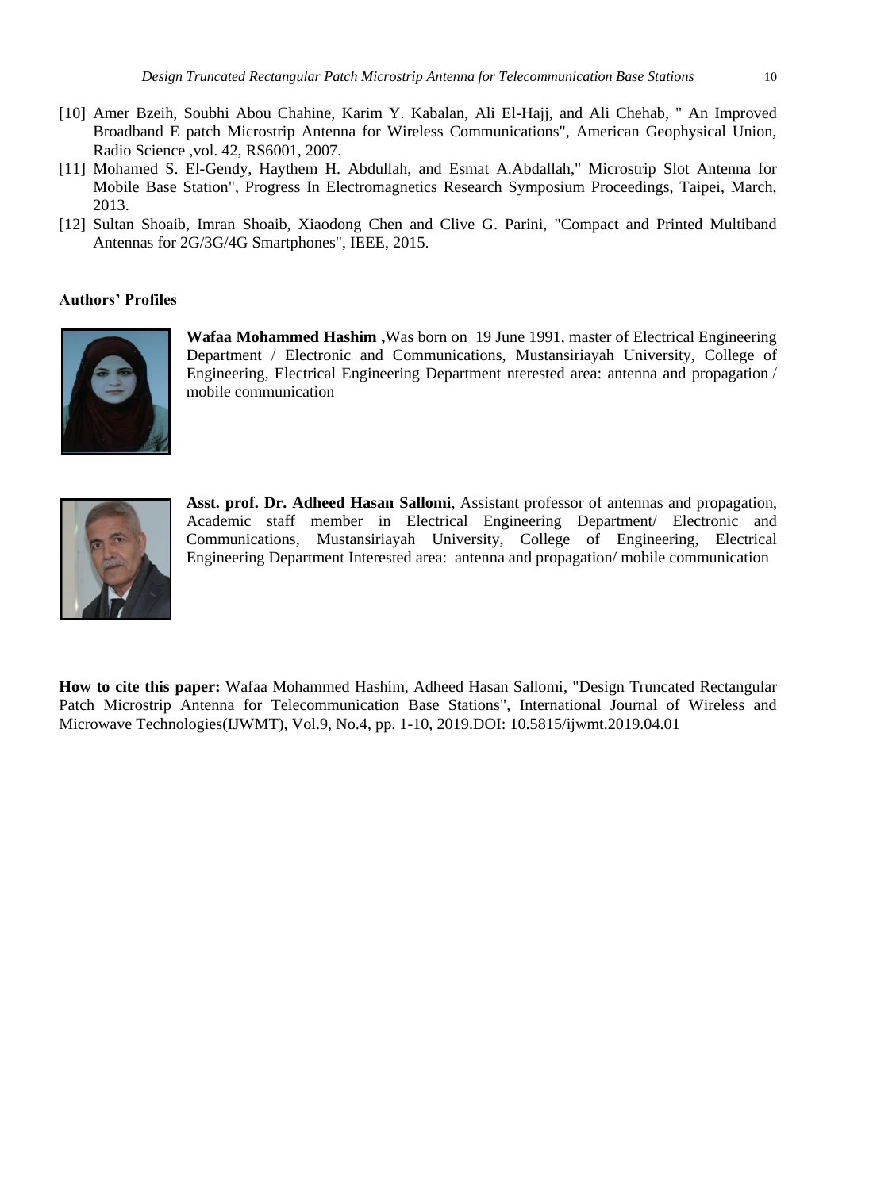[10] Amer Bzeih, Soubhi Abou Chahine, Karim Y. Kabalan, Ali El-Hajj, and Ali Chehab, " An Improved Broadband E patch Microstrip Antenna for Wireless Communications", American Geophysical Union, Radio Science ,vol. 42, RS6001, 2007.

[11] Mohamed S. El-Gendy, Haythem H. Abdullah, and Esmat A.Abdallah," Microstrip Slot Antenna for Mobile Base Station", Progress In Electromagnetics Research Symposium Proceedings, Taipei, March, 2013.

[12] Sultan Shoaib, Imran Shoaib, Xiaodong Chen and Clive G. Parini, "Compact and Printed Multiband Antennas for 2G/3G/4G Smartphones", IEEE, 2015.

## Authors' Profiles

**Wafaa Mohammed Hashim ,**Was born on 19 June 1991, master of Electrical Engineering Department / Electronic and Communications, Mustansiriayah University, College of Engineering, Electrical Engineering Department nterested area: antenna and propagation / mobile communication

**Asst. prof. Dr. Adheed Hasan Sallomi**, Assistant professor of antennas and propagation, Academic staff member in Electrical Engineering Department/ Electronic and Communications, Mustansiriayah University, College of Engineering, Electrical Engineering Department Interested area: antenna and propagation/ mobile communication

**How to cite this paper:** Wafaa Mohammed Hashim, Adheed Hasan Sallomi, "Design Truncated Rectangular Patch Microstrip Antenna for Telecommunication Base Stations", International Journal of Wireless and Microwave Technologies(IJWMT), Vol.9, No.4, pp. 1-10, 2019.DOI: 10.5815/ijwmt.2019.04.01